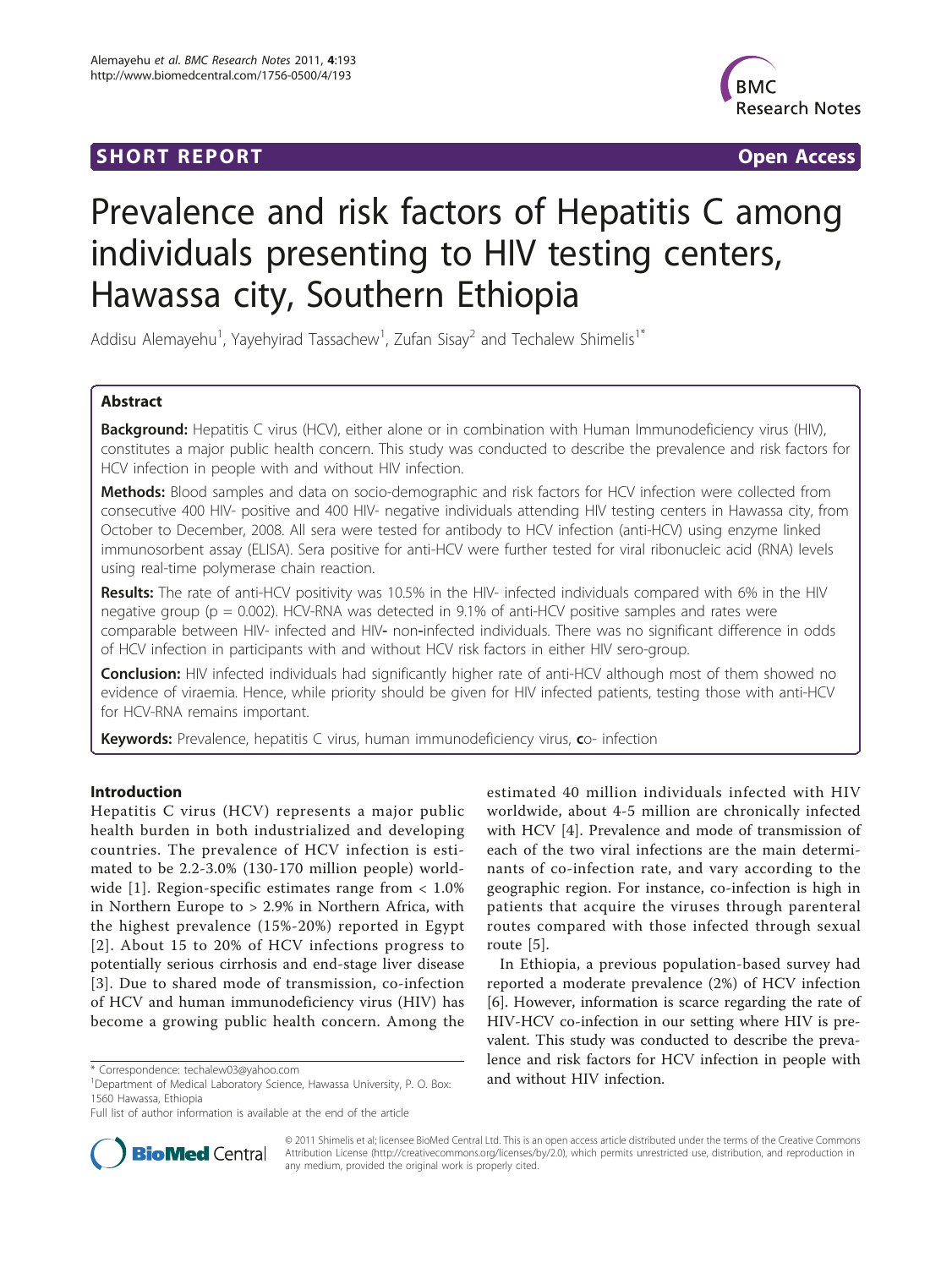SHORT REPORT

Open Access

# Prevalence and risk factors of Hepatitis C among individuals presenting to HIV testing centers, Hawassa city, Southern Ethiopia

Addisu Alemayehu[1], Yayehyirad Tassachew[1], Zufan Sisay[2] and Techalew Shimelis[1*]

## Abstract

**Background:** Hepatitis C virus (HCV), either alone or in combination with Human Immunodeficiency virus (HIV), constitutes a major public health concern. This study was conducted to describe the prevalence and risk factors for HCV infection in people with and without HIV infection.

**Methods:** Blood samples and data on socio-demographic and risk factors for HCV infection were collected from consecutive 400 HIV- positive and 400 HIV- negative individuals attending HIV testing centers in Hawassa city, from October to December, 2008. All sera were tested for antibody to HCV infection (anti-HCV) using enzyme linked immunosorbent assay (ELISA). Sera positive for anti-HCV were further tested for viral ribonucleic acid (RNA) levels using real-time polymerase chain reaction.

**Results:** The rate of anti-HCV positivity was 10.5% in the HIV- infected individuals compared with 6% in the HIV negative group (p = 0.002). HCV-RNA was detected in 9.1% of anti-HCV positive samples and rates were comparable between HIV- infected and HIV- non-infected individuals. There was no significant difference in odds of HCV infection in participants with and without HCV risk factors in either HIV sero-group.

**Conclusion:** HIV infected individuals had significantly higher rate of anti-HCV although most of them showed no evidence of viraemia. Hence, while priority should be given for HIV infected patients, testing those with anti-HCV for HCV-RNA remains important.

**Keywords:** Prevalence, hepatitis C virus, human immunodeficiency virus, co- infection

## Introduction

Hepatitis C virus (HCV) represents a major public health burden in both industrialized and developing countries. The prevalence of HCV infection is estimated to be 2.2-3.0% (130-170 million people) worldwide [1]. Region-specific estimates range from < 1.0% in Northern Europe to > 2.9% in Northern Africa, with the highest prevalence (15%-20%) reported in Egypt [2]. About 15 to 20% of HCV infections progress to potentially serious cirrhosis and end-stage liver disease [3]. Due to shared mode of transmission, co-infection of HCV and human immunodeficiency virus (HIV) has become a growing public health concern. Among the estimated 40 million individuals infected with HIV worldwide, about 4-5 million are chronically infected with HCV [4]. Prevalence and mode of transmission of each of the two viral infections are the main determinants of co-infection rate, and vary according to the geographic region. For instance, co-infection is high in patients that acquire the viruses through parenteral routes compared with those infected through sexual route [5].

In Ethiopia, a previous population-based survey had reported a moderate prevalence (2%) of HCV infection [6]. However, information is scarce regarding the rate of HIV-HCV co-infection in our setting where HIV is prevalent. This study was conducted to describe the prevalence and risk factors for HCV infection in people with and without HIV infection.

\* Correspondence: techalew03@yahoo.com
[1]Department of Medical Laboratory Science, Hawassa University, P. O. Box: 1560 Hawassa, Ethiopia
Full list of author information is available at the end of the article

© 2011 Shimelis et al; licensee BioMed Central Ltd. This is an open access article distributed under the terms of the Creative Commons Attribution License (http://creativecommons.org/licenses/by/2.0), which permits unrestricted use, distribution, and reproduction in any medium, provided the original work is properly cited.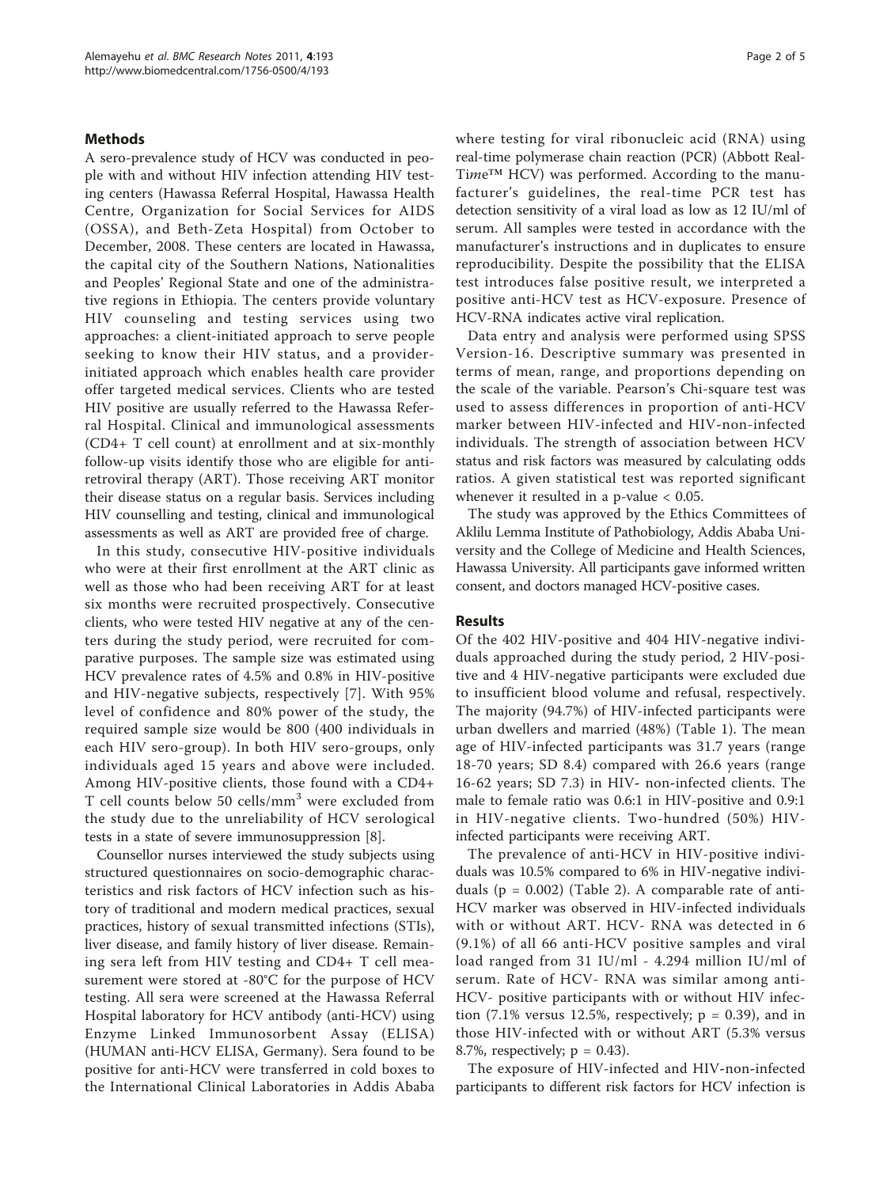## Methods

A sero-prevalence study of HCV was conducted in people with and without HIV infection attending HIV testing centers (Hawassa Referral Hospital, Hawassa Health Centre, Organization for Social Services for AIDS (OSSA), and Beth-Zeta Hospital) from October to December, 2008. These centers are located in Hawassa, the capital city of the Southern Nations, Nationalities and Peoples' Regional State and one of the administrative regions in Ethiopia. The centers provide voluntary HIV counseling and testing services using two approaches: a client-initiated approach to serve people seeking to know their HIV status, and a provider-initiated approach which enables health care provider offer targeted medical services. Clients who are tested HIV positive are usually referred to the Hawassa Referral Hospital. Clinical and immunological assessments (CD4+ T cell count) at enrollment and at six-monthly follow-up visits identify those who are eligible for antiretroviral therapy (ART). Those receiving ART monitor their disease status on a regular basis. Services including HIV counselling and testing, clinical and immunological assessments as well as ART are provided free of charge.

In this study, consecutive HIV-positive individuals who were at their first enrollment at the ART clinic as well as those who had been receiving ART for at least six months were recruited prospectively. Consecutive clients, who were tested HIV negative at any of the centers during the study period, were recruited for comparative purposes. The sample size was estimated using HCV prevalence rates of 4.5% and 0.8% in HIV-positive and HIV-negative subjects, respectively [7]. With 95% level of confidence and 80% power of the study, the required sample size would be 800 (400 individuals in each HIV sero-group). In both HIV sero-groups, only individuals aged 15 years and above were included. Among HIV-positive clients, those found with a CD4+ T cell counts below 50 cells/mm$^3$ were excluded from the study due to the unreliability of HCV serological tests in a state of severe immunosuppression [8].

Counsellor nurses interviewed the study subjects using structured questionnaires on socio-demographic characteristics and risk factors of HCV infection such as history of traditional and modern medical practices, sexual practices, history of sexual transmitted infections (STIs), liver disease, and family history of liver disease. Remaining sera left from HIV testing and CD4+ T cell measurement were stored at -80°C for the purpose of HCV testing. All sera were screened at the Hawassa Referral Hospital laboratory for HCV antibody (anti-HCV) using Enzyme Linked Immunosorbent Assay (ELISA) (HUMAN anti-HCV ELISA, Germany). Sera found to be positive for anti-HCV were transferred in cold boxes to the International Clinical Laboratories in Addis Ababa where testing for viral ribonucleic acid (RNA) using real-time polymerase chain reaction (PCR) (Abbott Real-T*ime*™ HCV) was performed. According to the manufacturer's guidelines, the real-time PCR test has detection sensitivity of a viral load as low as 12 IU/ml of serum. All samples were tested in accordance with the manufacturer's instructions and in duplicates to ensure reproducibility. Despite the possibility that the ELISA test introduces false positive result, we interpreted a positive anti-HCV test as HCV-exposure. Presence of HCV-RNA indicates active viral replication.

Data entry and analysis were performed using SPSS Version-16. Descriptive summary was presented in terms of mean, range, and proportions depending on the scale of the variable. Pearson's Chi-square test was used to assess differences in proportion of anti-HCV marker between HIV-infected and HIV-non-infected individuals. The strength of association between HCV status and risk factors was measured by calculating odds ratios. A given statistical test was reported significant whenever it resulted in a p-value $< 0.05$.

The study was approved by the Ethics Committees of Aklilu Lemma Institute of Pathobiology, Addis Ababa University and the College of Medicine and Health Sciences, Hawassa University. All participants gave informed written consent, and doctors managed HCV-positive cases.

## Results

Of the 402 HIV-positive and 404 HIV-negative individuals approached during the study period, 2 HIV-positive and 4 HIV-negative participants were excluded due to insufficient blood volume and refusal, respectively. The majority (94.7%) of HIV-infected participants were urban dwellers and married (48%) (Table 1). The mean age of HIV-infected participants was 31.7 years (range 18-70 years; SD 8.4) compared with 26.6 years (range 16-62 years; SD 7.3) in HIV- non-infected clients. The male to female ratio was 0.6:1 in HIV-positive and 0.9:1 in HIV-negative clients. Two-hundred (50%) HIV-infected participants were receiving ART.

The prevalence of anti-HCV in HIV-positive individuals was 10.5% compared to 6% in HIV-negative individuals ($p = 0.002$) (Table 2). A comparable rate of anti-HCV marker was observed in HIV-infected individuals with or without ART. HCV- RNA was detected in 6 (9.1%) of all 66 anti-HCV positive samples and viral load ranged from 31 IU/ml - 4.294 million IU/ml of serum. Rate of HCV- RNA was similar among anti-HCV- positive participants with or without HIV infection (7.1% versus 12.5%, respectively; $p = 0.39$), and in those HIV-infected with or without ART (5.3% versus 8.7%, respectively; $p = 0.43$).

The exposure of HIV-infected and HIV-non-infected participants to different risk factors for HCV infection is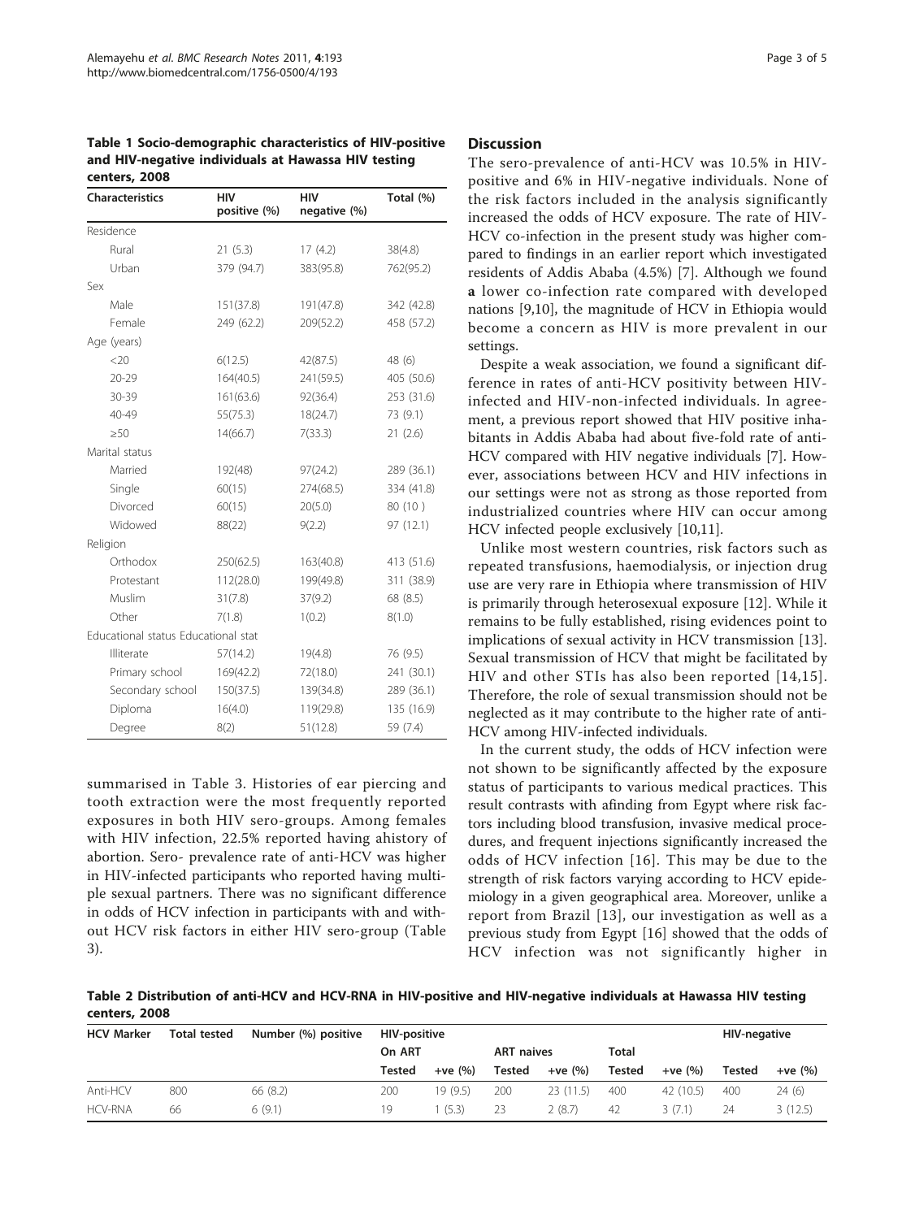**Table 1 Socio-demographic characteristics of HIV-positive and HIV-negative individuals at Hawassa HIV testing centers, 2008**

| Characteristics | HIV positive (%) | HIV negative (%) | Total (%) |
|---|---|---|---|
| Residence | | | |
| Rural | 21 (5.3) | 17 (4.2) | 38(4.8) |
| Urban | 379 (94.7) | 383(95.8) | 762(95.2) |
| Sex | | | |
| Male | 151(37.8) | 191(47.8) | 342 (42.8) |
| Female | 249 (62.2) | 209(52.2) | 458 (57.2) |
| Age (years) | | | |
| <20 | 6(12.5) | 42(87.5) | 48 (6) |
| 20-29 | 164(40.5) | 241(59.5) | 405 (50.6) |
| 30-39 | 161(63.6) | 92(36.4) | 253 (31.6) |
| 40-49 | 55(75.3) | 18(24.7) | 73 (9.1) |
| ≥50 | 14(66.7) | 7(33.3) | 21 (2.6) |
| Marital status | | | |
| Married | 192(48) | 97(24.2) | 289 (36.1) |
| Single | 60(15) | 274(68.5) | 334 (41.8) |
| Divorced | 60(15) | 20(5.0) | 80 (10 ) |
| Widowed | 88(22) | 9(2.2) | 97 (12.1) |
| Religion | | | |
| Orthodox | 250(62.5) | 163(40.8) | 413 (51.6) |
| Protestant | 112(28.0) | 199(49.8) | 311 (38.9) |
| Muslim | 31(7.8) | 37(9.2) | 68 (8.5) |
| Other | 7(1.8) | 1(0.2) | 8(1.0) |
| Educational status Educational stat | | | |
| Illiterate | 57(14.2) | 19(4.8) | 76 (9.5) |
| Primary school | 169(42.2) | 72(18.0) | 241 (30.1) |
| Secondary school | 150(37.5) | 139(34.8) | 289 (36.1) |
| Diploma | 16(4.0) | 119(29.8) | 135 (16.9) |
| Degree | 8(2) | 51(12.8) | 59 (7.4) |

summarised in Table 3. Histories of ear piercing and tooth extraction were the most frequently reported exposures in both HIV sero-groups. Among females with HIV infection, 22.5% reported having ahistory of abortion. Sero- prevalence rate of anti-HCV was higher in HIV-infected participants who reported having multiple sexual partners. There was no significant difference in odds of HCV infection in participants with and without HCV risk factors in either HIV sero-group (Table 3).

## Discussion

The sero-prevalence of anti-HCV was 10.5% in HIV-positive and 6% in HIV-negative individuals. None of the risk factors included in the analysis significantly increased the odds of HCV exposure. The rate of HIV-HCV co-infection in the present study was higher compared to findings in an earlier report which investigated residents of Addis Ababa (4.5%) [7]. Although we found **a** lower co-infection rate compared with developed nations [9,10], the magnitude of HCV in Ethiopia would become a concern as HIV is more prevalent in our settings.

Despite a weak association, we found a significant difference in rates of anti-HCV positivity between HIV-infected and HIV-non-infected individuals. In agreement, a previous report showed that HIV positive inhabitants in Addis Ababa had about five-fold rate of anti-HCV compared with HIV negative individuals [7]. However, associations between HCV and HIV infections in our settings were not as strong as those reported from industrialized countries where HIV can occur among HCV infected people exclusively [10,11].

Unlike most western countries, risk factors such as repeated transfusions, haemodialysis, or injection drug use are very rare in Ethiopia where transmission of HIV is primarily through heterosexual exposure [12]. While it remains to be fully established, rising evidences point to implications of sexual activity in HCV transmission [13]. Sexual transmission of HCV that might be facilitated by HIV and other STIs has also been reported [14,15]. Therefore, the role of sexual transmission should not be neglected as it may contribute to the higher rate of anti-HCV among HIV-infected individuals.

In the current study, the odds of HCV infection were not shown to be significantly affected by the exposure status of participants to various medical practices. This result contrasts with afinding from Egypt where risk factors including blood transfusion, invasive medical procedures, and frequent injections significantly increased the odds of HCV infection [16]. This may be due to the strength of risk factors varying according to HCV epidemiology in a given geographical area. Moreover, unlike a report from Brazil [13], our investigation as well as a previous study from Egypt [16] showed that the odds of HCV infection was not significantly higher in

**Table 2 Distribution of anti-HCV and HCV-RNA in HIV-positive and HIV-negative individuals at Hawassa HIV testing centers, 2008**

| HCV Marker | Total tested | Number (%) positive | HIV-positive | | | | | | HIV-negative | |
|---|---|---|---|---|---|---|---|---|---|---|
| | | | On ART | | ART naives | | Total | | | |
| | | | Tested | +ve (%) | Tested | +ve (%) | Tested | +ve (%) | Tested | +ve (%) |
| Anti-HCV | 800 | 66 (8.2) | 200 | 19 (9.5) | 200 | 23 (11.5) | 400 | 42 (10.5) | 400 | 24 (6) |
| HCV-RNA | 66 | 6 (9.1) | 19 | 1 (5.3) | 23 | 2 (8.7) | 42 | 3 (7.1) | 24 | 3 (12.5) |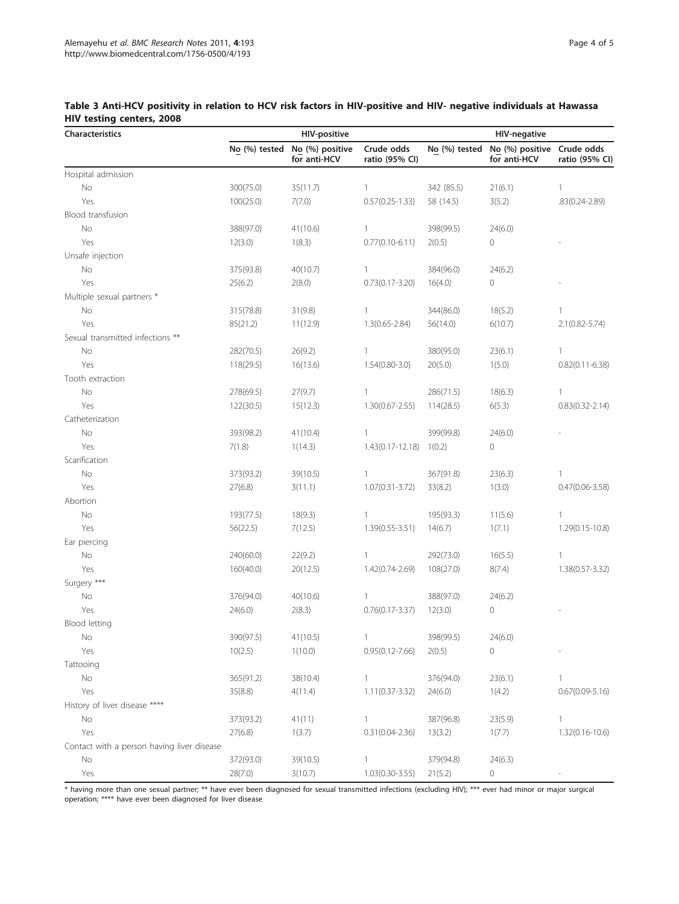**Table 3 Anti-HCV positivity in relation to HCV risk factors in HIV-positive and HIV- negative individuals at Hawassa HIV testing centers, 2008**

| Characteristics | HIV-positive | | | HIV-negative | | |
|---|---|---|---|---|---|---|
| | No (%) tested | No (%) positive for anti-HCV | Crude odds ratio (95% CI) | No (%) tested | No (%) positive for anti-HCV | Crude odds ratio (95% CI) |
| Hospital admission | | | | | | |
| No | 300(75.0) | 35(11.7) | 1 | 342 (85.5) | 21(6.1) | 1 |
| Yes | 100(25.0) | 7(7.0) | 0.57(0.25-1.33) | 58 (14.5) | 3(5.2) | .83(0.24-2.89) |
| Blood transfusion | | | | | | |
| No | 388(97.0) | 41(10.6) | 1 | 398(99.5) | 24(6.0) | |
| Yes | 12(3.0) | 1(8.3) | 0.77(0.10-6.11) | 2(0.5) | 0 | - |
| Unsafe injection | | | | | | |
| No | 375(93.8) | 40(10.7) | 1 | 384(96.0) | 24(6.2) | |
| Yes | 25(6.2) | 2(8.0) | 0.73(0.17-3.20) | 16(4.0) | 0 | - |
| Multiple sexual partners * | | | | | | |
| No | 315(78.8) | 31(9.8) | 1 | 344(86.0) | 18(5.2) | 1 |
| Yes | 85(21.2) | 11(12.9) | 1.3(0.65-2.84) | 56(14.0) | 6(10.7) | 2.1(0.82-5.74) |
| Sexual transmitted infections ** | | | | | | |
| No | 282(70.5) | 26(9.2) | 1 | 380(95.0) | 23(6.1) | 1 |
| Yes | 118(29.5) | 16(13.6) | 1.54(0.80-3.0) | 20(5.0) | 1(5.0) | 0.82(0.11-6.38) |
| Tooth extraction | | | | | | |
| No | 278(69.5) | 27(9.7) | 1 | 286(71.5) | 18(6.3) | 1 |
| Yes | 122(30.5) | 15(12.3) | 1.30(0.67-2.55) | 114(28.5) | 6(5.3) | 0.83(0.32-2.14) |
| Catheterization | | | | | | |
| No | 393(98.2) | 41(10.4) | 1 | 399(99.8) | 24(6.0) | - |
| Yes | 7(1.8) | 1(14.3) | 1.43(0.17-12.18) | 1(0.2) | 0 | |
| Scarification | | | | | | |
| No | 373(93.2) | 39(10.5) | 1 | 367(91.8) | 23(6.3) | 1 |
| Yes | 27(6.8) | 3(11.1) | 1.07(0.31-3.72) | 33(8.2) | 1(3.0) | 0.47(0.06-3.58) |
| Abortion | | | | | | |
| No | 193(77.5) | 18(9.3) | 1 | 195(93.3) | 11(5.6) | 1 |
| Yes | 56(22.5) | 7(12.5) | 1.39(0.55-3.51) | 14(6.7) | 1(7.1) | 1.29(0.15-10.8) |
| Ear piercing | | | | | | |
| No | 240(60.0) | 22(9.2) | 1 | 292(73.0) | 16(5.5) | 1 |
| Yes | 160(40.0) | 20(12.5) | 1.42(0.74-2.69) | 108(27.0) | 8(7.4) | 1.38(0.57-3.32) |
| Surgery *** | | | | | | |
| No | 376(94.0) | 40(10.6) | 1 | 388(97.0) | 24(6.2) | |
| Yes | 24(6.0) | 2(8.3) | 0.76(0.17-3.37) | 12(3.0) | 0 | - |
| Blood letting | | | | | | |
| No | 390(97.5) | 41(10.5) | 1 | 398(99.5) | 24(6.0) | |
| Yes | 10(2.5) | 1(10.0) | 0.95(0.12-7.66) | 2(0.5) | 0 | - |
| Tattooing | | | | | | |
| No | 365(91.2) | 38(10.4) | 1 | 376(94.0) | 23(6.1) | 1 |
| Yes | 35(8.8) | 4(11.4) | 1.11(0.37-3.32) | 24(6.0) | 1(4.2) | 0.67(0.09-5.16) |
| History of liver disease **** | | | | | | |
| No | 373(93.2) | 41(11) | 1 | 387(96.8) | 23(5.9) | 1 |
| Yes | 27(6.8) | 1(3.7) | 0.31(0.04-2.36) | 13(3.2) | 1(7.7) | 1.32(0.16-10.6) |
| Contact with a person having liver disease | | | | | | |
| No | 372(93.0) | 39(10.5) | 1 | 379(94.8) | 24(6.3) | |
| Yes | 28(7.0) | 3(10.7) | 1.03(0.30-3.55) | 21(5.2) | 0 | - |

* having more than one sexual partner; ** have ever been diagnosed for sexual transmitted infections (excluding HIV); *** ever had minor or major surgical operation; **** have ever been diagnosed for liver disease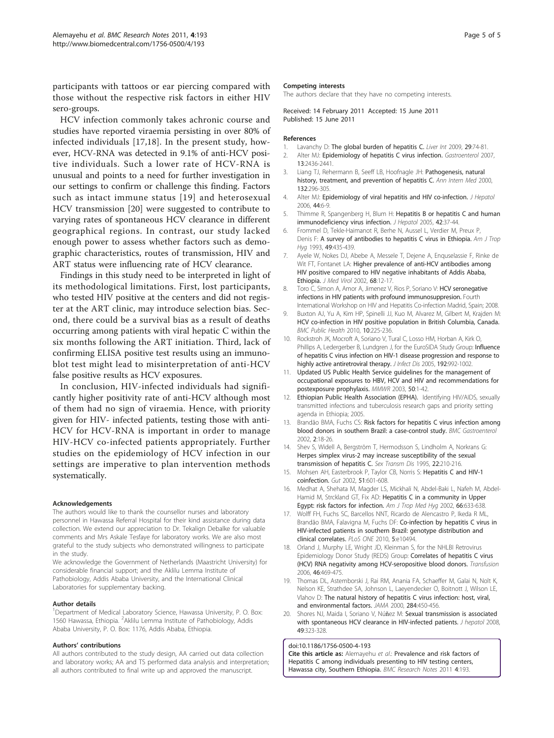participants with tattoos or ear piercing compared with those without the respective risk factors in either HIV sero-groups.

HCV infection commonly takes achronic course and studies have reported viraemia persisting in over 80% of infected individuals [17,18]. In the present study, however, HCV-RNA was detected in 9.1% of anti-HCV positive individuals. Such a lower rate of HCV-RNA is unusual and points to a need for further investigation in our settings to confirm or challenge this finding. Factors such as intact immune status [19] and heterosexual HCV transmission [20] were suggested to contribute to varying rates of spontaneous HCV clearance in different geographical regions. In contrast, our study lacked enough power to assess whether factors such as demographic characteristics, routes of transmission, HIV and ART status were influencing rate of HCV clearance.

Findings in this study need to be interpreted in light of its methodological limitations. First, lost participants, who tested HIV positive at the centers and did not register at the ART clinic, may introduce selection bias. Second, there could be a survival bias as a result of deaths occurring among patients with viral hepatic C within the six months following the ART initiation. Third, lack of confirming ELISA positive test results using an immunoblot test might lead to misinterpretation of anti-HCV false positive results as HCV exposures.

In conclusion, HIV-infected individuals had significantly higher positivity rate of anti-HCV although most of them had no sign of viraemia. Hence, with priority given for HIV- infected patients, testing those with anti-HCV for HCV-RNA is important in order to manage HIV-HCV co-infected patients appropriately. Further studies on the epidemiology of HCV infection in our settings are imperative to plan intervention methods systematically.

#### Acknowledgements

The authors would like to thank the counsellor nurses and laboratory personnel in Hawassa Referral Hospital for their kind assistance during data collection. We extend our appreciation to Dr. Tekalign Debalke for valuable comments and Mrs Askale Tesfaye for laboratory works. We are also most grateful to the study subjects who demonstrated willingness to participate in the study.

We acknowledge the Government of Netherlands (Maastricht University) for considerable financial support; and the Aklilu Lemma Institute of Pathobiology, Addis Ababa University, and the International Clinical Laboratories for supplementary backing.

#### Author details

[1]Department of Medical Laboratory Science, Hawassa University, P. O. Box: 1560 Hawassa, Ethiopia. [2]Aklilu Lemma Institute of Pathobiology, Addis Ababa University, P. O. Box: 1176, Addis Ababa, Ethiopia.

#### Authors' contributions

All authors contributed to the study design, AA carried out data collection and laboratory works; AA and TS performed data analysis and interpretation; all authors contributed to final write up and approved the manuscript.

#### Competing interests

The authors declare that they have no competing interests.

Received: 14 February 2011 Accepted: 15 June 2011
Published: 15 June 2011

#### References

1. Lavanchy D: **The global burden of hepatitis C.** *Liver Int* 2009, **29**:74-81.
2. Alter MJ: **Epidemiology of hepatitis C virus infection.** *Gastroenterol* 2007, **13**:2436-2441.
3. Liang TJ, Rehermann B, Seeff LB, Hoofnagle JH: **Pathogenesis, natural history, treatment, and prevention of hepatitis C.** *Ann Intern Med* 2000, **132**:296-305.
4. Alter MJ: **Epidemiology of viral hepatitis and HIV co-infection.** *J Hepatol* 2006, **44**:6-9.
5. Thimme R, Spangenberg H, Blum H: **Hepatitis B or hepatitis C and human immunodeficiency virus infection.** *J Hepatol* 2005, **42**:37-44.
6. Frommel D, Tekle-Haimanot R, Berhe N, Aussel L, Verdier M, Preux P, Denis F: **A survey of antibodies to hepatitis C virus in Ethiopia.** *Am J Trop Hyg* 1993, **49**:435-439.
7. Ayele W, Nokes DJ, Abebe A, Messele T, Dejene A, Enquselassie F, Rinke de Wit FT, Fontanet LA: **Higher prevalence of anti-HCV antibodies among HIV positive compared to HIV negative inhabitants of Addis Ababa, Ethiopia.** *J Med Virol* 2002, **68**:12-17.
8. Toro C, Simon A, Amor A, Jimenez V, Rios P, Soriano V: **HCV seronegative infections in HIV patients with profound immunosuppresion.** Fourth International Workshop on HIV and Hepatitis Co-infection Madrid, Spain; 2008.
9. Buxton AJ, Yu A, Kim HP, Spinelli JJ, Kuo M, Alvarez M, Gilbert M, Krajden M: **HCV co-infection in HIV positive population in British Columbia, Canada.** *BMC Public Health* 2010, **10**:225-236.
10. Rockstroh JK, Mocroft A, Soriano V, Tural C, Losso HM, Horban A, Kirk O, Phillips A, Ledergerber B, Lundgren J, for the EuroSIDA Study Group: **Influence of hepatitis C virus infection on HIV-1 disease progression and response to highly active antiretroviral therapy.** *J Infect Dis* 2005, **192**:992-1002.
11. **Updated US Public Health Service guidelines for the management of occupational exposures to HBV, HCV and HIV and recommendations for postexposure prophylaxis.** *MMWR* 2003, **50**:1-42.
12. **Ethiopian Public Health Association (EPHA).** Identifying HIV/AIDS, sexually transmitted infections and tuberculosis research gaps and priority setting agenda in Ethiopia; 2005.
13. Brandão BMA, Fuchs CS: **Risk factors for hepatitis C virus infection among blood donors in southern Brazil: a case-control study.** *BMC Gastroenterol* 2002, **2**:18-26.
14. Shev S, Widell A, Bergström T, Hermodsson S, Lindholm A, Norkrans G: **Herpes simplex virus-2 may increase susceptibility of the sexual transmission of hepatitis C.** *Sex Transm Dis* 1995, **22**:210-216.
15. Mohsen AH, Easterbrook P, Taylor CB, Norris S: **Hepatitis C and HIV-1 coinfection.** *Gut* 2002, **51**:601-608.
16. Medhat A, Shehata M, Magder LS, Mickhali N, Abdel-Baki L, Nafeh M, Abdel-Hamid M, Strckland GT, Fix AD: **Hepatitis C in a community in Upper Egypt: risk factors for infection.** *Am J Trop Med Hyg* 2002, **66**:633-638.
17. Wolff FH, Fuchs SC, Barcellos NNT, Ricardo de Alencastro P, Ikeda R ML, Brandão BMA, Falavigna M, Fuchs DF: **Co-infection by hepatitis C virus in HIV-infected patients in southern Brazil: genotype distribution and clinical correlates.** *PLoS ONE* 2010, **5**:e10494.
18. Orland J, Murphy LE, Wright JD, Kleinman S, for the NHLBI Retrovirus Epidemiology Donor Study (REDS) Group: **Correlates of hepatitis C virus (HCV) RNA negativity among HCV-seropositive blood donors.** *Transfusion* 2006, **46**:469-475.
19. Thomas DL, Astemborski J, Rai RM, Anania FA, Schaeffer M, Galai N, Nolt K, Nelson KE, Strathdee SA, Johnson L, Laeyendecker O, Boitnott J, Wilson LE, Vlahov D: **The natural history of hepatitis C virus infection: host, viral, and environmental factors.** *JAMA* 2000, **284**:450-456.
20. Shores NJ, Maida I, Soriano V, Núñez M: **Sexual transmission is associated with spontaneous HCV clearance in HIV-infected patients.** *J hepatol* 2008, **49**:323-328.

doi:10.1186/1756-0500-4-193

**Cite this article as:** Alemayehu *et al.*: Prevalence and risk factors of Hepatitis C among individuals presenting to HIV testing centers, Hawassa city, Southern Ethiopia. *BMC Research Notes* 2011 **4**:193.